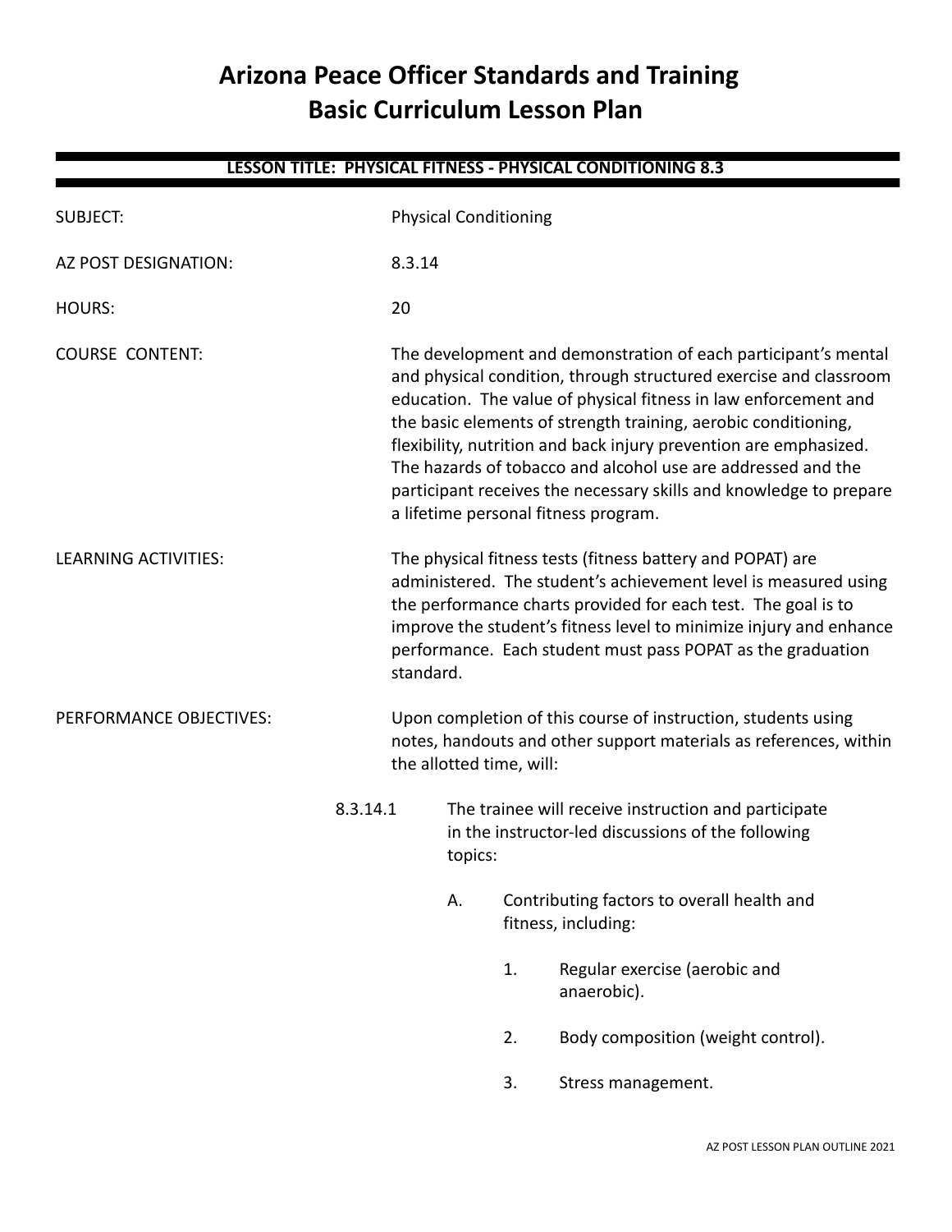# Arizona Peace Officer Standards and Training
# Basic Curriculum Lesson Plan

**LESSON TITLE: PHYSICAL FITNESS - PHYSICAL CONDITIONING 8.3**

SUBJECT: Physical Conditioning

AZ POST DESIGNATION: 8.3.14

HOURS: 20

COURSE CONTENT: The development and demonstration of each participant's mental and physical condition, through structured exercise and classroom education. The value of physical fitness in law enforcement and the basic elements of strength training, aerobic conditioning, flexibility, nutrition and back injury prevention are emphasized. The hazards of tobacco and alcohol use are addressed and the participant receives the necessary skills and knowledge to prepare a lifetime personal fitness program.

LEARNING ACTIVITIES: The physical fitness tests (fitness battery and POPAT) are administered. The student's achievement level is measured using the performance charts provided for each test. The goal is to improve the student's fitness level to minimize injury and enhance performance. Each student must pass POPAT as the graduation standard.

PERFORMANCE OBJECTIVES: Upon completion of this course of instruction, students using notes, handouts and other support materials as references, within the allotted time, will:

8.3.14.1 The trainee will receive instruction and participate in the instructor-led discussions of the following topics:

- A. Contributing factors to overall health and fitness, including:
  1. Regular exercise (aerobic and anaerobic).
  2. Body composition (weight control).
  3. Stress management.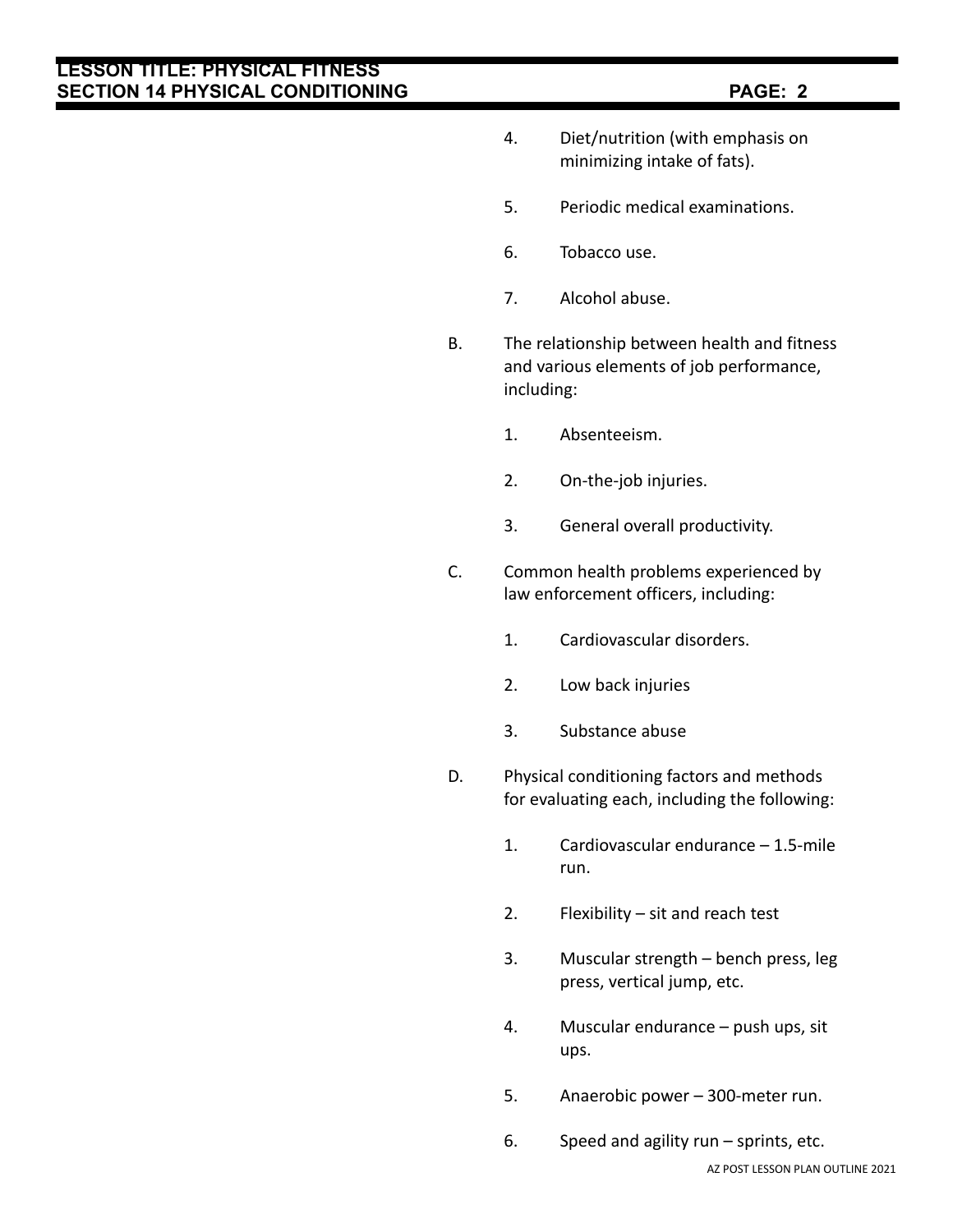4. Diet/nutrition (with emphasis on minimizing intake of fats).

5. Periodic medical examinations.

6. Tobacco use.

7. Alcohol abuse.

B. The relationship between health and fitness and various elements of job performance, including:

   1. Absenteeism.

   2. On-the-job injuries.

   3. General overall productivity.

C. Common health problems experienced by law enforcement officers, including:

   1. Cardiovascular disorders.

   2. Low back injuries

   3. Substance abuse

D. Physical conditioning factors and methods for evaluating each, including the following:

   1. Cardiovascular endurance – 1.5-mile run.

   2. Flexibility – sit and reach test

   3. Muscular strength – bench press, leg press, vertical jump, etc.

   4. Muscular endurance – push ups, sit ups.

   5. Anaerobic power – 300-meter run.

   6. Speed and agility run – sprints, etc.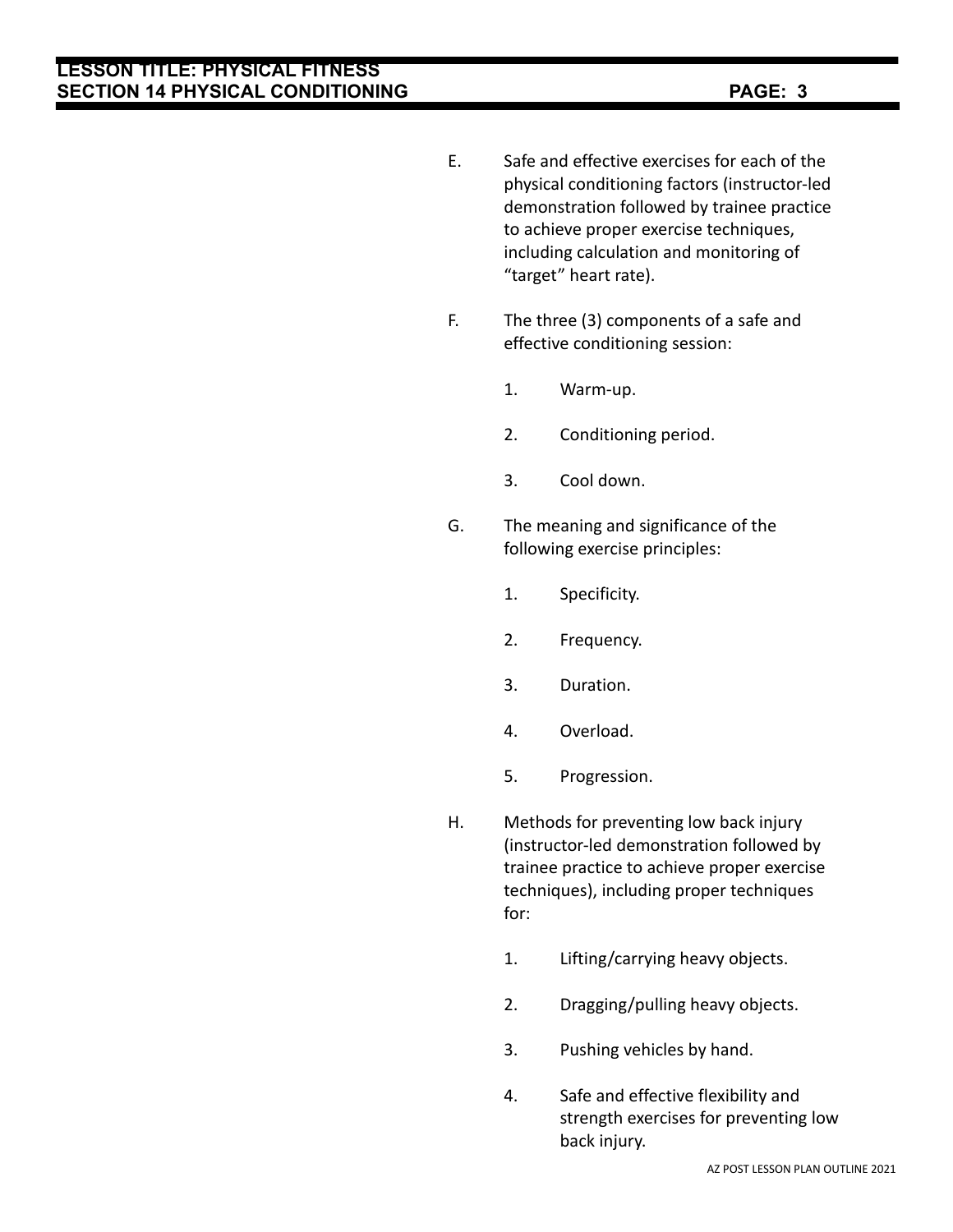E. Safe and effective exercises for each of the physical conditioning factors (instructor-led demonstration followed by trainee practice to achieve proper exercise techniques, including calculation and monitoring of “target” heart rate).

F. The three (3) components of a safe and effective conditioning session:

1. Warm-up.

2. Conditioning period.

3. Cool down.

G. The meaning and significance of the following exercise principles:

1. Specificity.

2. Frequency.

3. Duration.

4. Overload.

5. Progression.

H. Methods for preventing low back injury (instructor-led demonstration followed by trainee practice to achieve proper exercise techniques), including proper techniques for:

1. Lifting/carrying heavy objects.

2. Dragging/pulling heavy objects.

3. Pushing vehicles by hand.

4. Safe and effective flexibility and strength exercises for preventing low back injury.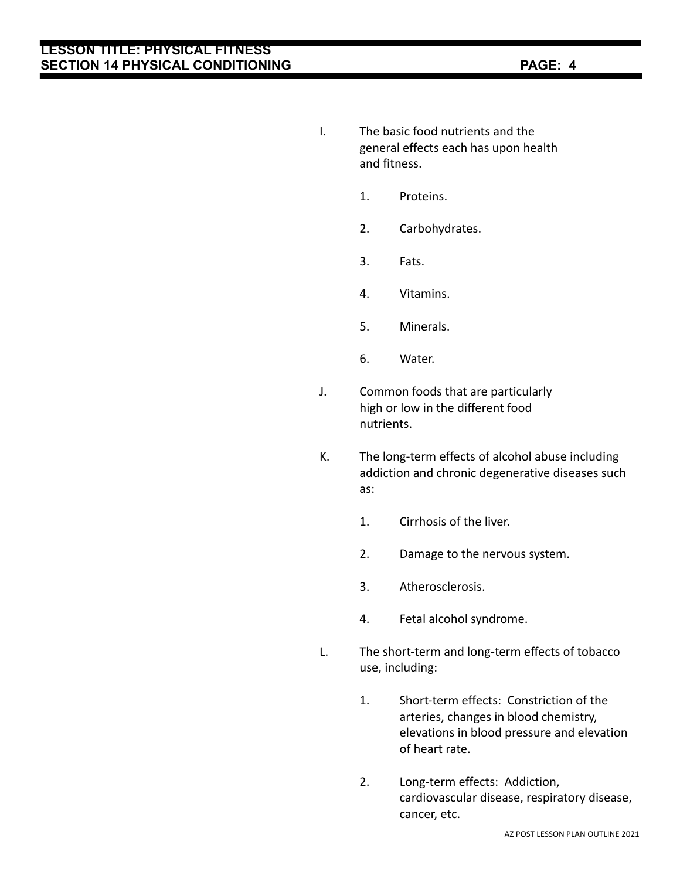I. The basic food nutrients and the general effects each has upon health and fitness.

   1. Proteins.

   2. Carbohydrates.

   3. Fats.

   4. Vitamins.

   5. Minerals.

   6. Water.

J. Common foods that are particularly high or low in the different food nutrients.

K. The long-term effects of alcohol abuse including addiction and chronic degenerative diseases such as:

   1. Cirrhosis of the liver.

   2. Damage to the nervous system.

   3. Atherosclerosis.

   4. Fetal alcohol syndrome.

L. The short-term and long-term effects of tobacco use, including:

   1. Short-term effects: Constriction of the arteries, changes in blood chemistry, elevations in blood pressure and elevation of heart rate.

   2. Long-term effects: Addiction, cardiovascular disease, respiratory disease, cancer, etc.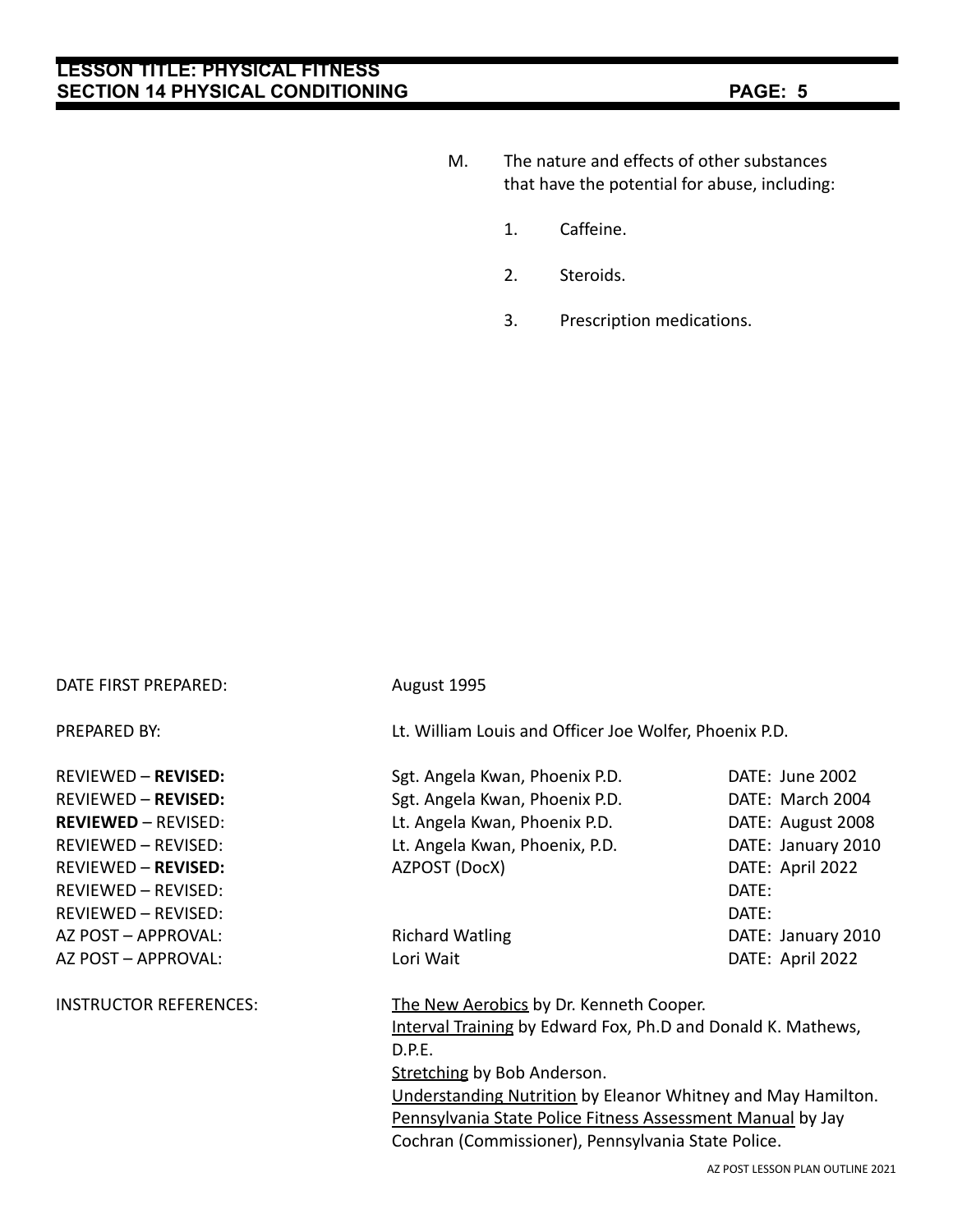M. The nature and effects of other substances that have the potential for abuse, including:

1. Caffeine.

2. Steroids.

3. Prescription medications.

| | | |
|---|---|---|
| DATE FIRST PREPARED: | August 1995 | |
| PREPARED BY: | Lt. William Louis and Officer Joe Wolfer, Phoenix P.D. | |
| REVIEWED – **REVISED:** | Sgt. Angela Kwan, Phoenix P.D. | DATE: June 2002 |
| REVIEWED – **REVISED:** | Sgt. Angela Kwan, Phoenix P.D. | DATE: March 2004 |
| **REVIEWED** – REVISED: | Lt. Angela Kwan, Phoenix P.D. | DATE: August 2008 |
| REVIEWED – REVISED: | Lt. Angela Kwan, Phoenix, P.D. | DATE: January 2010 |
| REVIEWED – **REVISED:** | AZPOST (DocX) | DATE: April 2022 |
| REVIEWED – REVISED: | | DATE: |
| REVIEWED – REVISED: | | DATE: |
| AZ POST – APPROVAL: | Richard Watling | DATE: January 2010 |
| AZ POST – APPROVAL: | Lori Wait | DATE: April 2022 |

INSTRUCTOR REFERENCES:

The New Aerobics by Dr. Kenneth Cooper.
Interval Training by Edward Fox, Ph.D and Donald K. Mathews, D.P.E.
Stretching by Bob Anderson.
Understanding Nutrition by Eleanor Whitney and May Hamilton.
Pennsylvania State Police Fitness Assessment Manual by Jay Cochran (Commissioner), Pennsylvania State Police.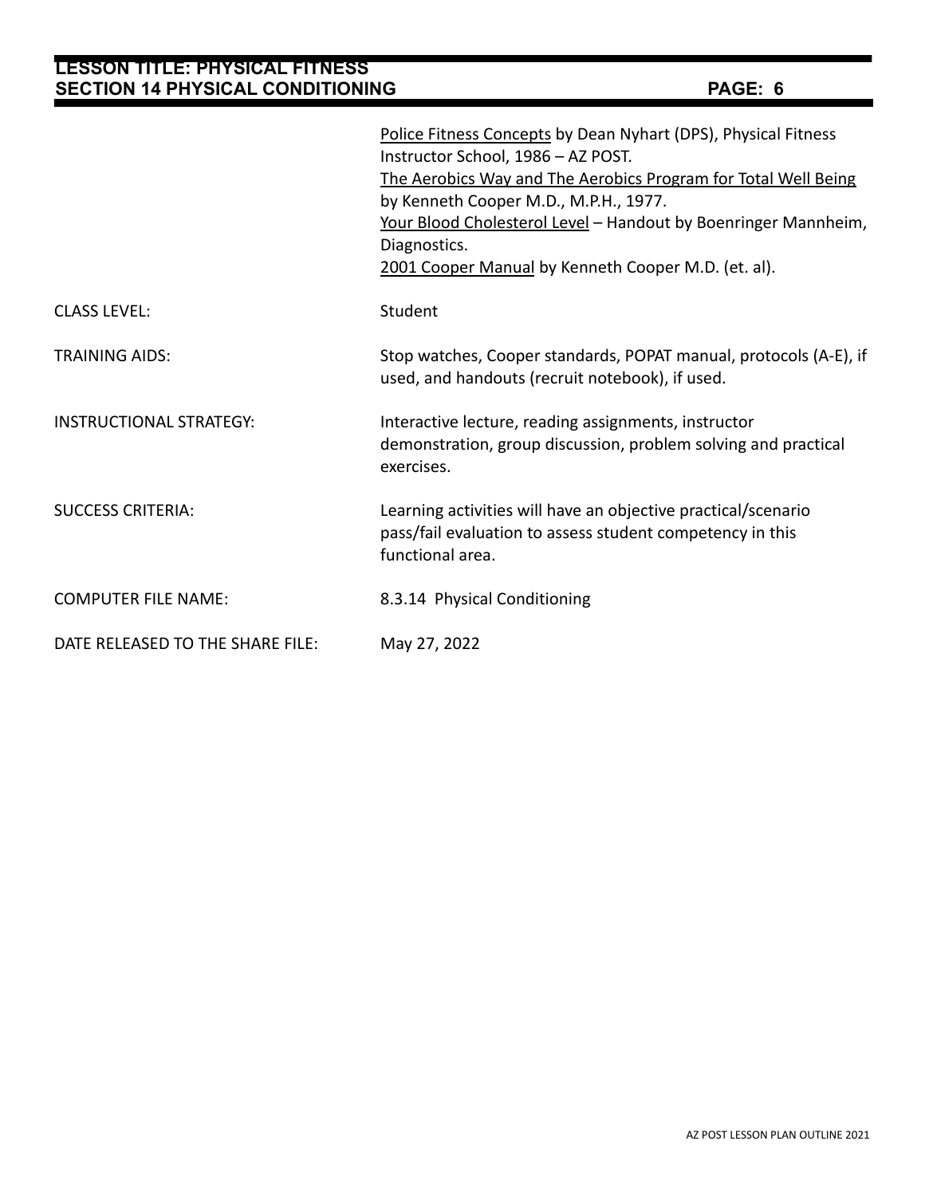| | |
|---|---|
| | <u>Police Fitness Concepts</u> by Dean Nyhart (DPS), Physical Fitness Instructor School, 1986 – AZ POST.<br><u>The Aerobics Way and The Aerobics Program for Total Well Being</u> by Kenneth Cooper M.D., M.P.H., 1977.<br><u>Your Blood Cholesterol Level</u> – Handout by Boenringer Mannheim, Diagnostics.<br><u>2001 Cooper Manual</u> by Kenneth Cooper M.D. (et. al). |
| CLASS LEVEL: | Student |
| TRAINING AIDS: | Stop watches, Cooper standards, POPAT manual, protocols (A-E), if used, and handouts (recruit notebook), if used. |
| INSTRUCTIONAL STRATEGY: | Interactive lecture, reading assignments, instructor demonstration, group discussion, problem solving and practical exercises. |
| SUCCESS CRITERIA: | Learning activities will have an objective practical/scenario pass/fail evaluation to assess student competency in this functional area. |
| COMPUTER FILE NAME: | 8.3.14 Physical Conditioning |
| DATE RELEASED TO THE SHARE FILE: | May 27, 2022 |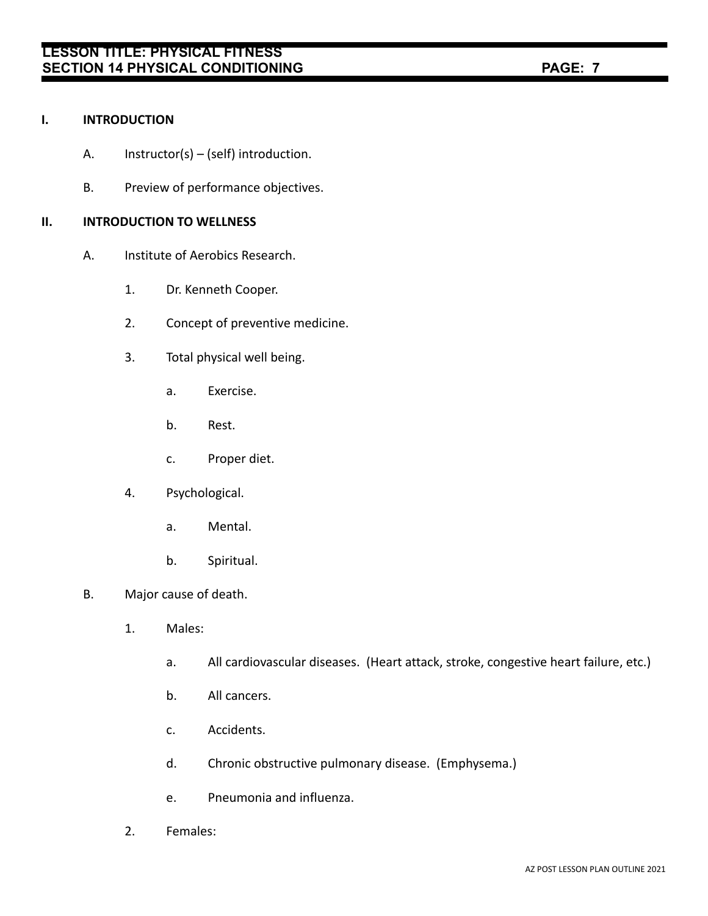## I. INTRODUCTION

A. Instructor(s) – (self) introduction.

B. Preview of performance objectives.

## II. INTRODUCTION TO WELLNESS

A. Institute of Aerobics Research.

1. Dr. Kenneth Cooper.

2. Concept of preventive medicine.

3. Total physical well being.

   a. Exercise.

   b. Rest.

   c. Proper diet.

4. Psychological.

   a. Mental.

   b. Spiritual.

B. Major cause of death.

1. Males:

   a. All cardiovascular diseases. (Heart attack, stroke, congestive heart failure, etc.)

   b. All cancers.

   c. Accidents.

   d. Chronic obstructive pulmonary disease. (Emphysema.)

   e. Pneumonia and influenza.

2. Females: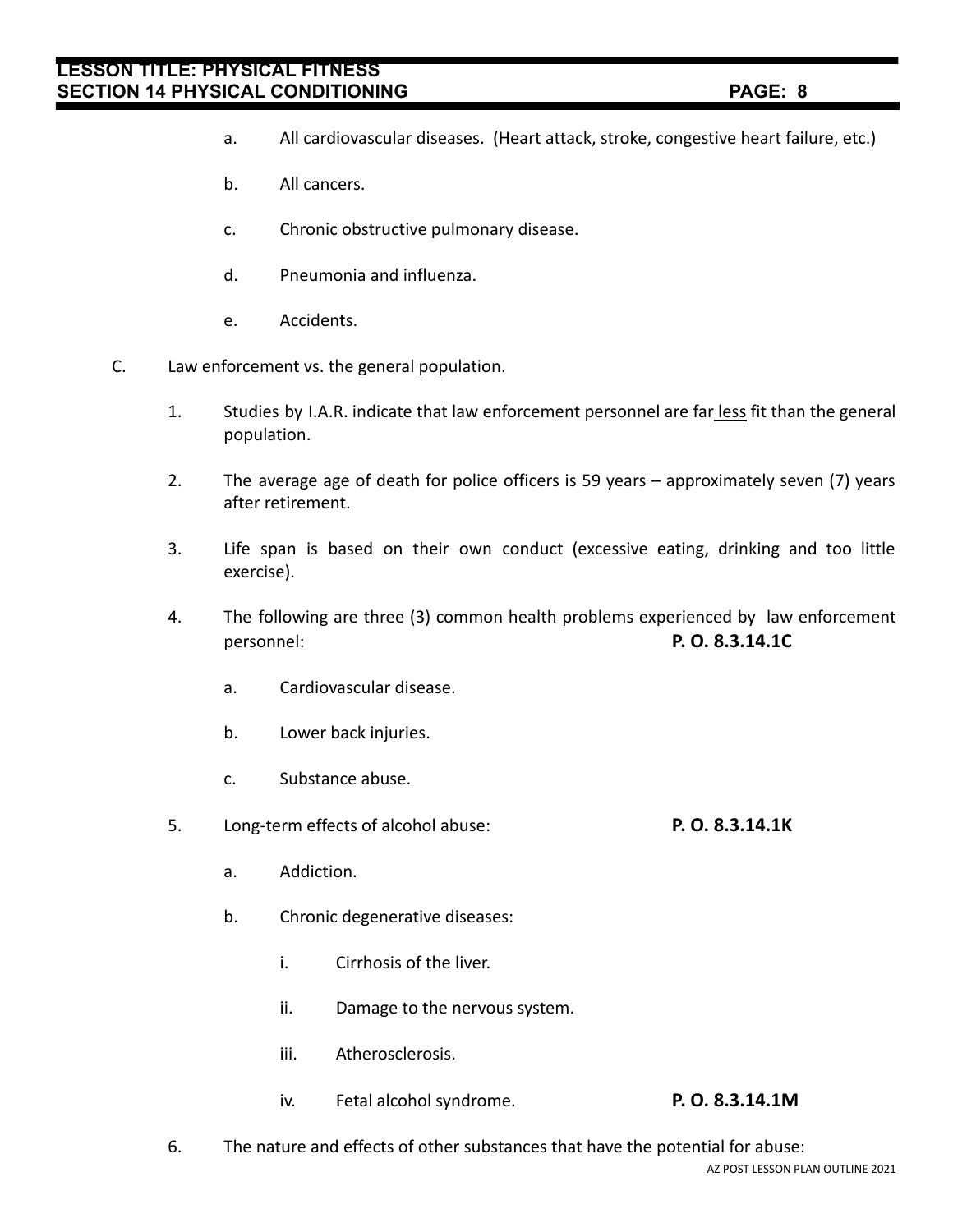a. All cardiovascular diseases. (Heart attack, stroke, congestive heart failure, etc.)

b. All cancers.

c. Chronic obstructive pulmonary disease.

d. Pneumonia and influenza.

e. Accidents.

C. Law enforcement vs. the general population.

1. Studies by I.A.R. indicate that law enforcement personnel are far <u>less</u> fit than the general population.

2. The average age of death for police officers is 59 years – approximately seven (7) years after retirement.

3. Life span is based on their own conduct (excessive eating, drinking and too little exercise).

4. The following are three (3) common health problems experienced by law enforcement personnel: **P. O. 8.3.14.1C**

   a. Cardiovascular disease.

   b. Lower back injuries.

   c. Substance abuse.

5. Long-term effects of alcohol abuse: **P. O. 8.3.14.1K**

   a. Addiction.

   b. Chronic degenerative diseases:

      i. Cirrhosis of the liver.

      ii. Damage to the nervous system.

      iii. Atherosclerosis.

      iv. Fetal alcohol syndrome. **P. O. 8.3.14.1M**

6. The nature and effects of other substances that have the potential for abuse: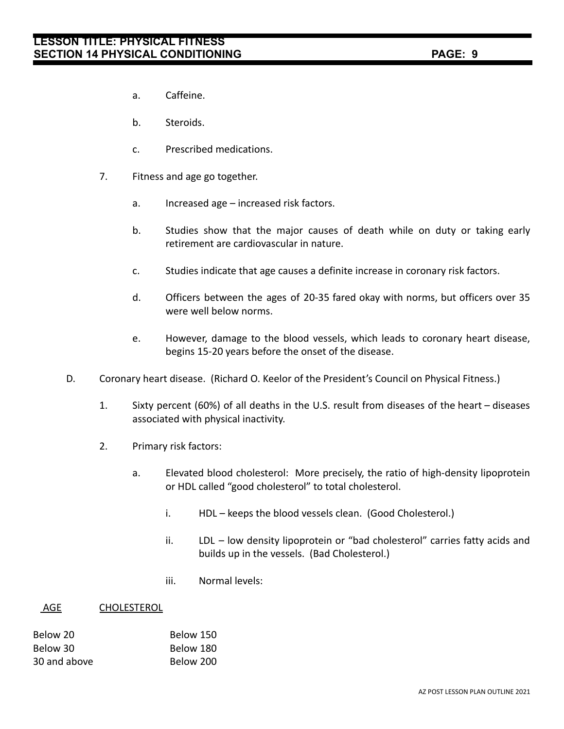a. Caffeine.

b. Steroids.

c. Prescribed medications.

7. Fitness and age go together.

   a. Increased age – increased risk factors.

   b. Studies show that the major causes of death while on duty or taking early retirement are cardiovascular in nature.

   c. Studies indicate that age causes a definite increase in coronary risk factors.

   d. Officers between the ages of 20-35 fared okay with norms, but officers over 35 were well below norms.

   e. However, damage to the blood vessels, which leads to coronary heart disease, begins 15-20 years before the onset of the disease.

D. Coronary heart disease. (Richard O. Keelor of the President's Council on Physical Fitness.)

1. Sixty percent (60%) of all deaths in the U.S. result from diseases of the heart – diseases associated with physical inactivity.

2. Primary risk factors:

   a. Elevated blood cholesterol: More precisely, the ratio of high-density lipoprotein or HDL called "good cholesterol" to total cholesterol.

      i. HDL – keeps the blood vessels clean. (Good Cholesterol.)

      ii. LDL – low density lipoprotein or "bad cholesterol" carries fatty acids and builds up in the vessels. (Bad Cholesterol.)

      iii. Normal levels:

| AGE | CHOLESTEROL |
|---|---|
| Below 20 | Below 150 |
| Below 30 | Below 180 |
| 30 and above | Below 200 |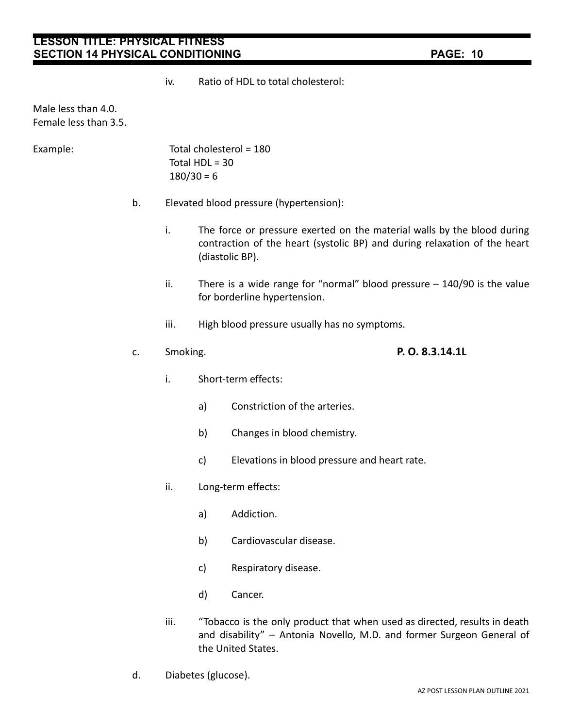iv. Ratio of HDL to total cholesterol:

Male less than 4.0.
Female less than 3.5.

Example:

Total cholesterol = 180
Total HDL = 30
180/30 = 6

b. Elevated blood pressure (hypertension):

i. The force or pressure exerted on the material walls by the blood during contraction of the heart (systolic BP) and during relaxation of the heart (diastolic BP).

ii. There is a wide range for "normal" blood pressure – 140/90 is the value for borderline hypertension.

iii. High blood pressure usually has no symptoms.

c. Smoking. **P. O. 8.3.14.1L**

i. Short-term effects:

a) Constriction of the arteries.

b) Changes in blood chemistry.

c) Elevations in blood pressure and heart rate.

ii. Long-term effects:

a) Addiction.

b) Cardiovascular disease.

c) Respiratory disease.

d) Cancer.

iii. "Tobacco is the only product that when used as directed, results in death and disability" – Antonia Novello, M.D. and former Surgeon General of the United States.

d. Diabetes (glucose).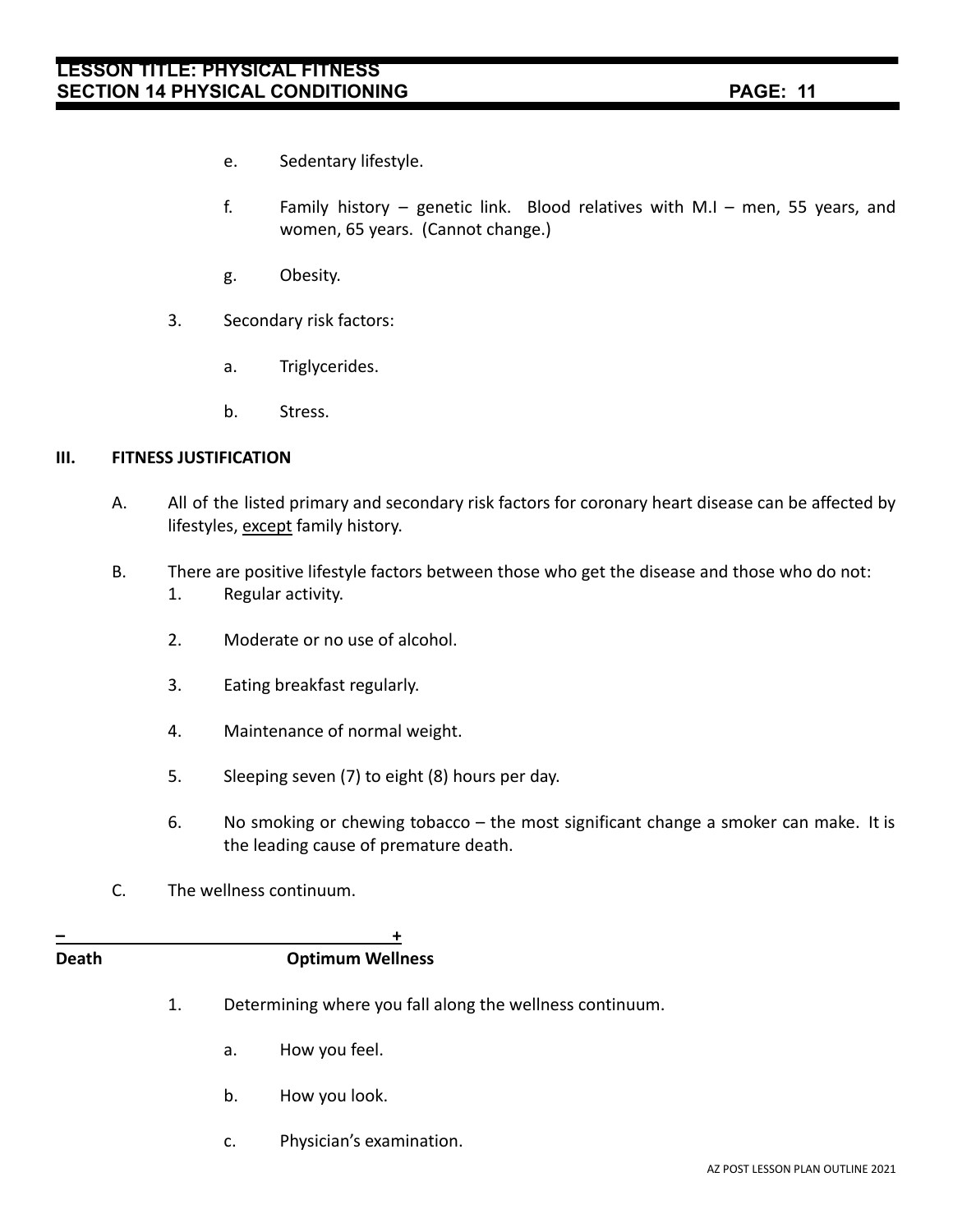e. Sedentary lifestyle.

f. Family history – genetic link. Blood relatives with M.I – men, 55 years, and women, 65 years. (Cannot change.)

g. Obesity.

3. Secondary risk factors:

a. Triglycerides.

b. Stress.

## III. FITNESS JUSTIFICATION

A. All of the listed primary and secondary risk factors for coronary heart disease can be affected by lifestyles, except family history.

B. There are positive lifestyle factors between those who get the disease and those who do not:

1. Regular activity.

2. Moderate or no use of alcohol.

3. Eating breakfast regularly.

4. Maintenance of normal weight.

5. Sleeping seven (7) to eight (8) hours per day.

6. No smoking or chewing tobacco – the most significant change a smoker can make. It is the leading cause of premature death.

C. The wellness continuum.

**–** ______________________________________ **+**

**Death** **Optimum Wellness**

1. Determining where you fall along the wellness continuum.

a. How you feel.

b. How you look.

c. Physician's examination.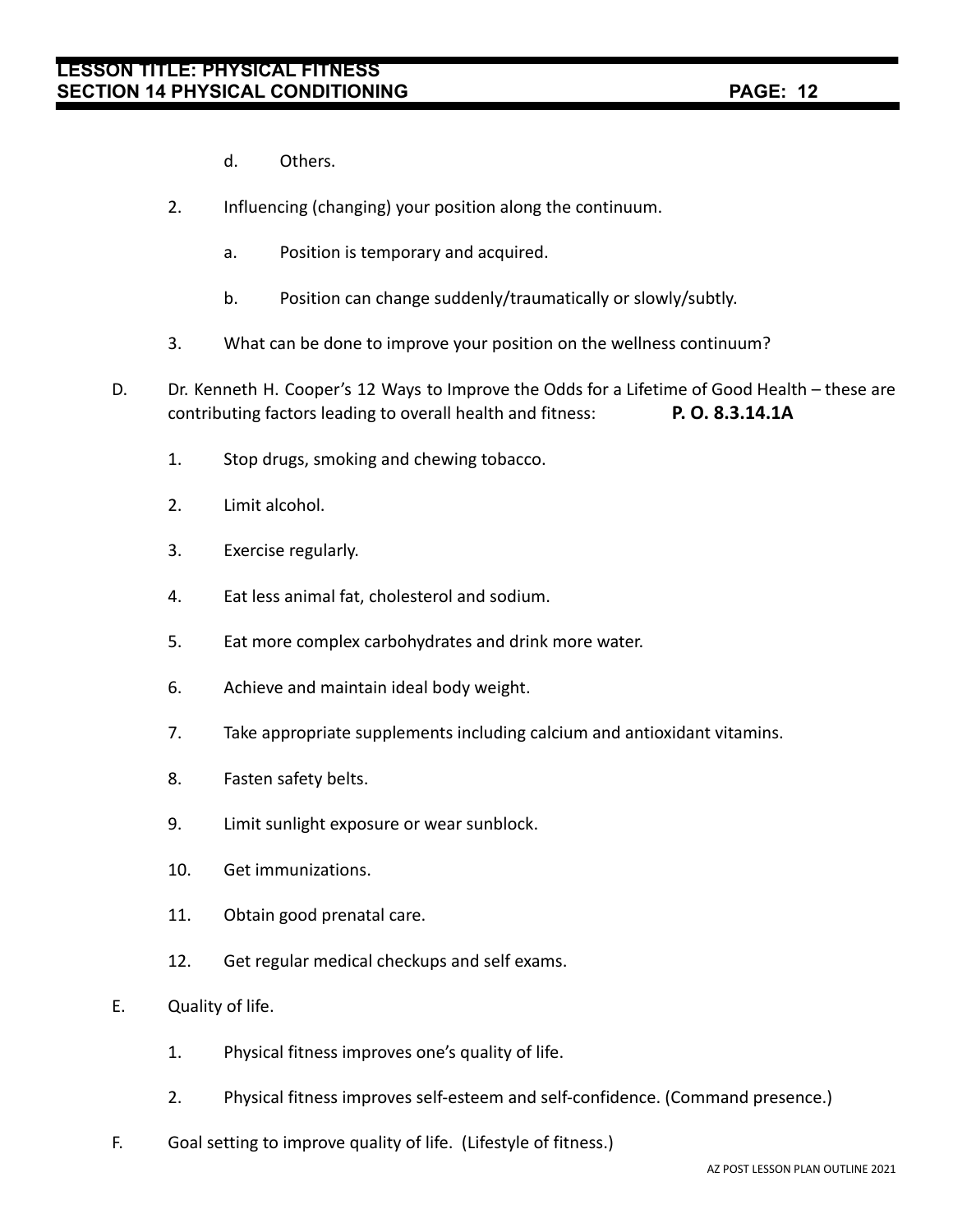d. Others.

2. Influencing (changing) your position along the continuum.

   a. Position is temporary and acquired.

   b. Position can change suddenly/traumatically or slowly/subtly.

3. What can be done to improve your position on the wellness continuum?

D. Dr. Kenneth H. Cooper's 12 Ways to Improve the Odds for a Lifetime of Good Health – these are contributing factors leading to overall health and fitness: **P. O. 8.3.14.1A**

1. Stop drugs, smoking and chewing tobacco.

2. Limit alcohol.

3. Exercise regularly.

4. Eat less animal fat, cholesterol and sodium.

5. Eat more complex carbohydrates and drink more water.

6. Achieve and maintain ideal body weight.

7. Take appropriate supplements including calcium and antioxidant vitamins.

8. Fasten safety belts.

9. Limit sunlight exposure or wear sunblock.

10. Get immunizations.

11. Obtain good prenatal care.

12. Get regular medical checkups and self exams.

E. Quality of life.

1. Physical fitness improves one's quality of life.

2. Physical fitness improves self-esteem and self-confidence. (Command presence.)

F. Goal setting to improve quality of life. (Lifestyle of fitness.)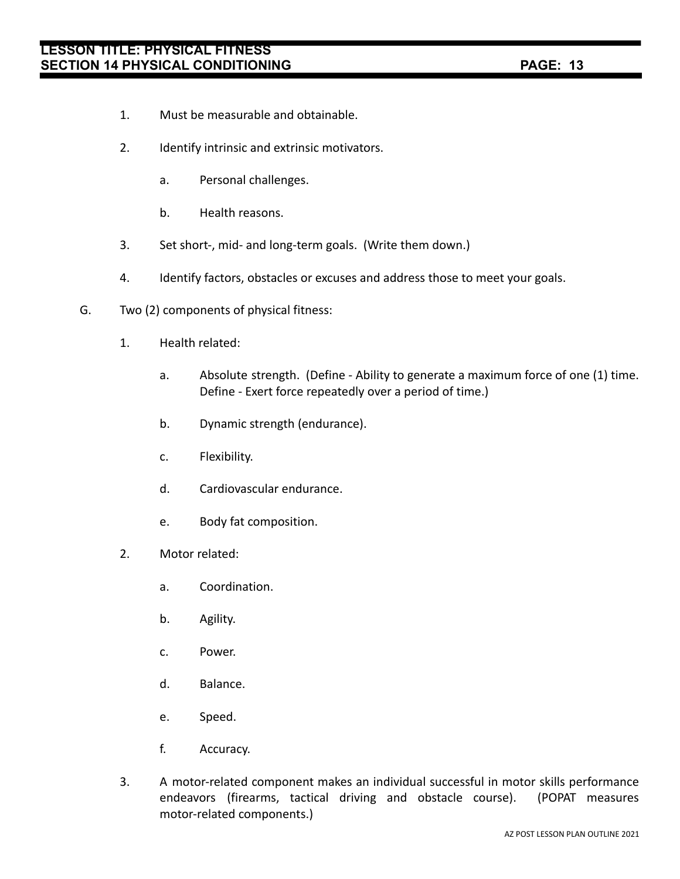1. Must be measurable and obtainable.

2. Identify intrinsic and extrinsic motivators.

    a. Personal challenges.

    b. Health reasons.

3. Set short-, mid- and long-term goals. (Write them down.)

4. Identify factors, obstacles or excuses and address those to meet your goals.

G. Two (2) components of physical fitness:

1. Health related:

    a. Absolute strength. (Define - Ability to generate a maximum force of one (1) time. Define - Exert force repeatedly over a period of time.)

    b. Dynamic strength (endurance).

    c. Flexibility.

    d. Cardiovascular endurance.

    e. Body fat composition.

2. Motor related:

    a. Coordination.

    b. Agility.

    c. Power.

    d. Balance.

    e. Speed.

    f. Accuracy.

3. A motor-related component makes an individual successful in motor skills performance endeavors (firearms, tactical driving and obstacle course). (POPAT measures motor-related components.)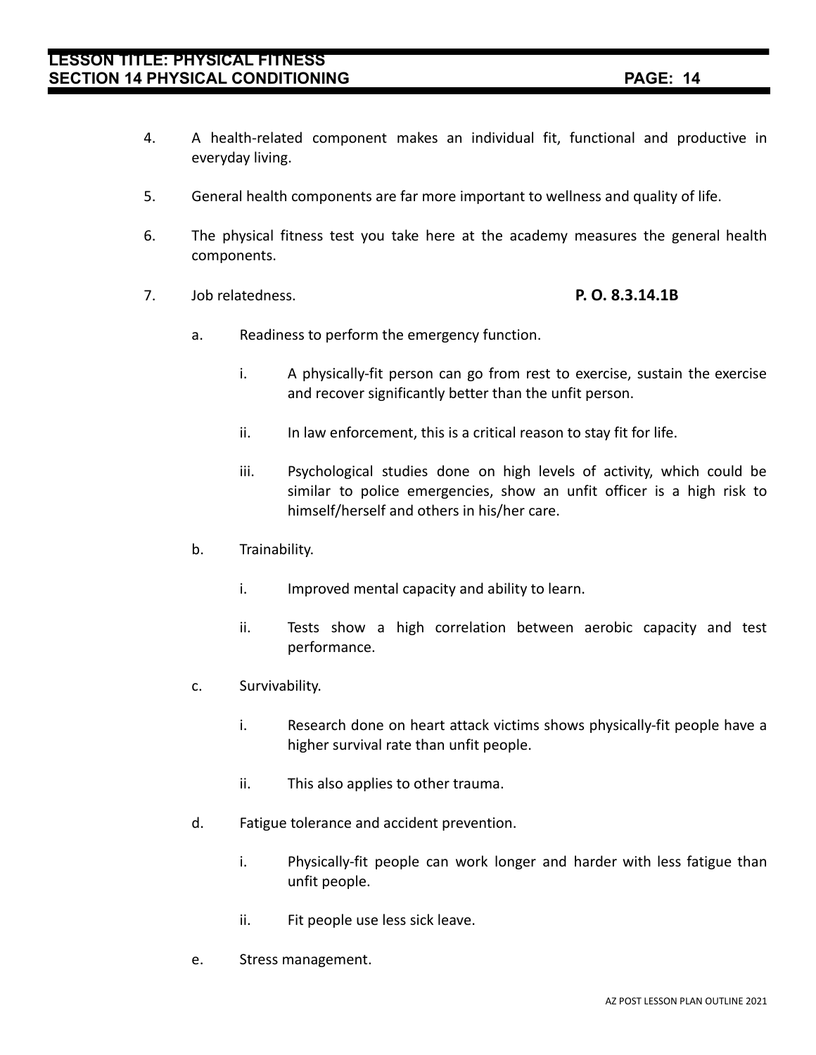4. A health-related component makes an individual fit, functional and productive in everyday living.

5. General health components are far more important to wellness and quality of life.

6. The physical fitness test you take here at the academy measures the general health components.

7. Job relatedness. **P. O. 8.3.14.1B**

    a. Readiness to perform the emergency function.

        i. A physically-fit person can go from rest to exercise, sustain the exercise and recover significantly better than the unfit person.

        ii. In law enforcement, this is a critical reason to stay fit for life.

        iii. Psychological studies done on high levels of activity, which could be similar to police emergencies, show an unfit officer is a high risk to himself/herself and others in his/her care.

    b. Trainability.

        i. Improved mental capacity and ability to learn.

        ii. Tests show a high correlation between aerobic capacity and test performance.

    c. Survivability.

        i. Research done on heart attack victims shows physically-fit people have a higher survival rate than unfit people.

        ii. This also applies to other trauma.

    d. Fatigue tolerance and accident prevention.

        i. Physically-fit people can work longer and harder with less fatigue than unfit people.

        ii. Fit people use less sick leave.

    e. Stress management.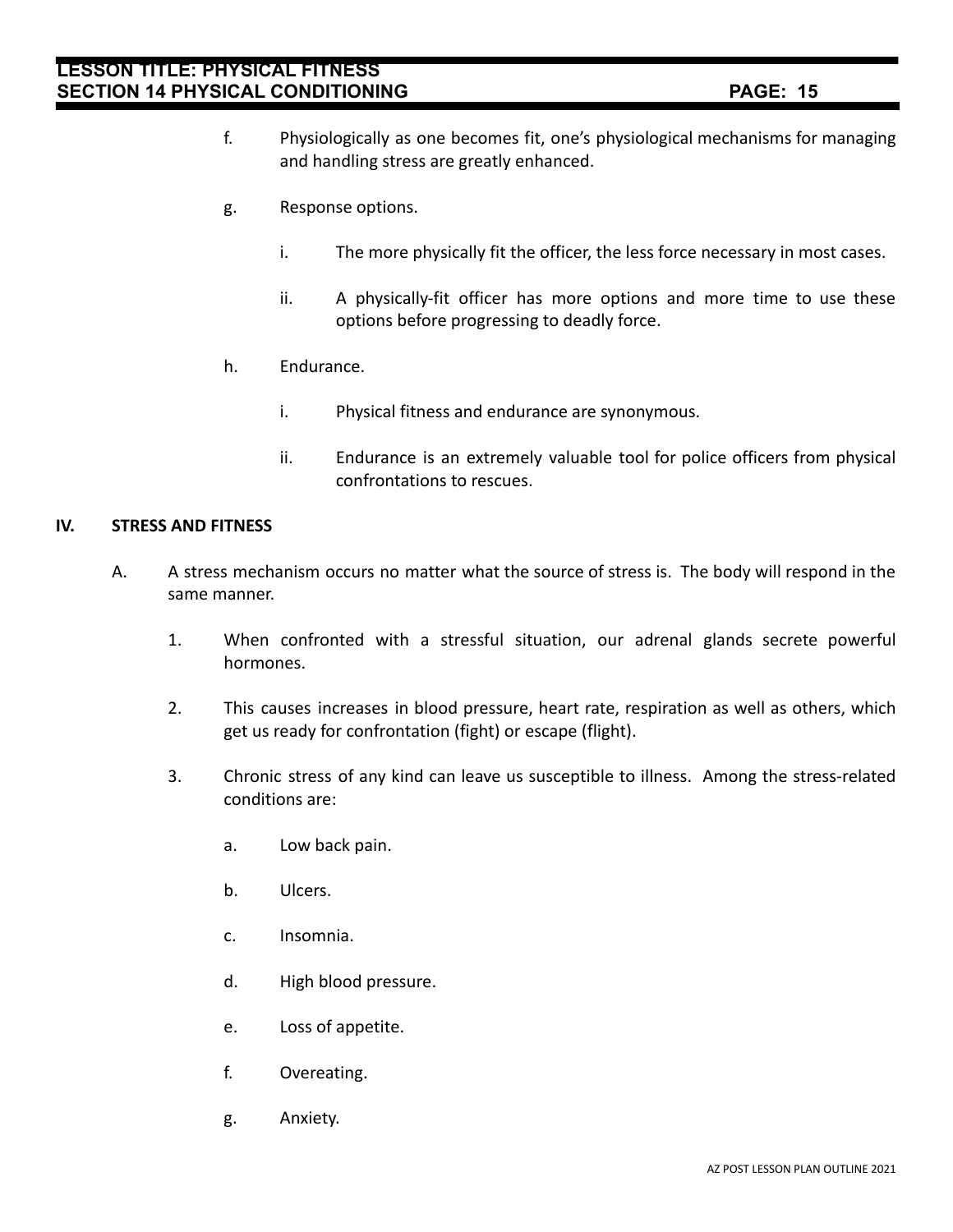f. Physiologically as one becomes fit, one's physiological mechanisms for managing and handling stress are greatly enhanced.

g. Response options.

   i. The more physically fit the officer, the less force necessary in most cases.

   ii. A physically-fit officer has more options and more time to use these options before progressing to deadly force.

h. Endurance.

   i. Physical fitness and endurance are synonymous.

   ii. Endurance is an extremely valuable tool for police officers from physical confrontations to rescues.

## IV. STRESS AND FITNESS

A. A stress mechanism occurs no matter what the source of stress is. The body will respond in the same manner.

1. When confronted with a stressful situation, our adrenal glands secrete powerful hormones.

2. This causes increases in blood pressure, heart rate, respiration as well as others, which get us ready for confrontation (fight) or escape (flight).

3. Chronic stress of any kind can leave us susceptible to illness. Among the stress-related conditions are:

   a. Low back pain.

   b. Ulcers.

   c. Insomnia.

   d. High blood pressure.

   e. Loss of appetite.

   f. Overeating.

   g. Anxiety.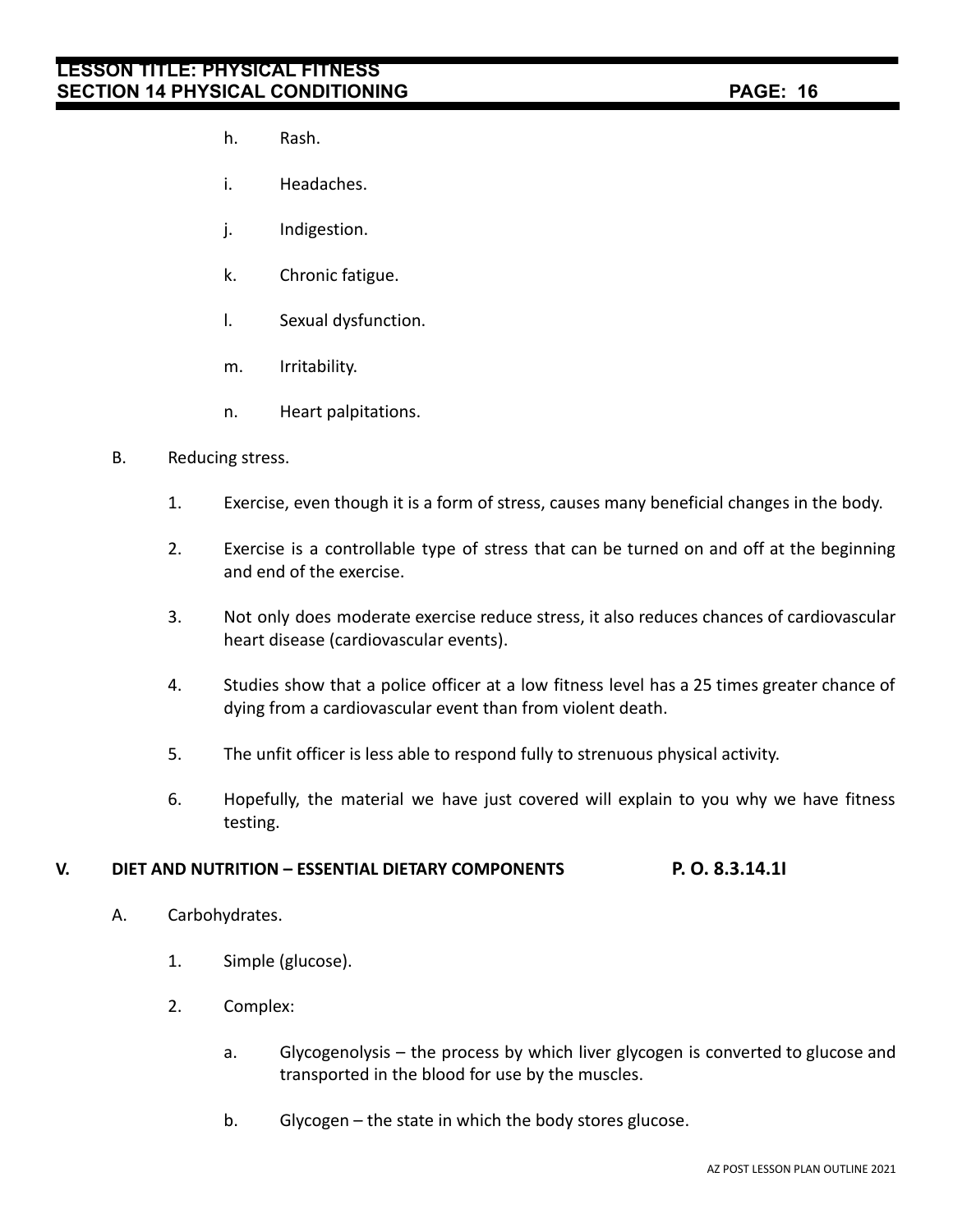h. Rash.

i. Headaches.

j. Indigestion.

k. Chronic fatigue.

l. Sexual dysfunction.

m. Irritability.

n. Heart palpitations.

B. Reducing stress.

1. Exercise, even though it is a form of stress, causes many beneficial changes in the body.

2. Exercise is a controllable type of stress that can be turned on and off at the beginning and end of the exercise.

3. Not only does moderate exercise reduce stress, it also reduces chances of cardiovascular heart disease (cardiovascular events).

4. Studies show that a police officer at a low fitness level has a 25 times greater chance of dying from a cardiovascular event than from violent death.

5. The unfit officer is less able to respond fully to strenuous physical activity.

6. Hopefully, the material we have just covered will explain to you why we have fitness testing.

## V. DIET AND NUTRITION – ESSENTIAL DIETARY COMPONENTS **P. O. 8.3.14.1I**

A. Carbohydrates.

1. Simple (glucose).

2. Complex:

a. Glycogenolysis – the process by which liver glycogen is converted to glucose and transported in the blood for use by the muscles.

b. Glycogen – the state in which the body stores glucose.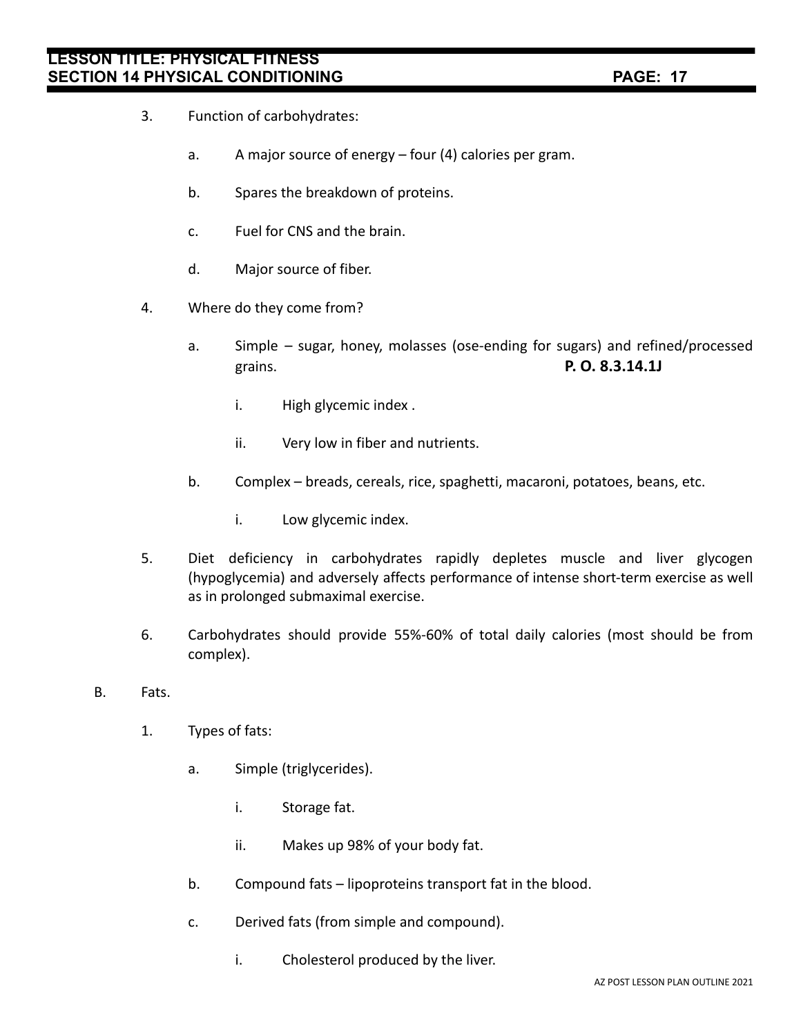3. Function of carbohydrates:

   a. A major source of energy – four (4) calories per gram.

   b. Spares the breakdown of proteins.

   c. Fuel for CNS and the brain.

   d. Major source of fiber.

4. Where do they come from?

   a. Simple – sugar, honey, molasses (ose-ending for sugars) and refined/processed grains. **P. O. 8.3.14.1J**

      i. High glycemic index .

      ii. Very low in fiber and nutrients.

   b. Complex – breads, cereals, rice, spaghetti, macaroni, potatoes, beans, etc.

      i. Low glycemic index.

5. Diet deficiency in carbohydrates rapidly depletes muscle and liver glycogen (hypoglycemia) and adversely affects performance of intense short-term exercise as well as in prolonged submaximal exercise.

6. Carbohydrates should provide 55%-60% of total daily calories (most should be from complex).

B. Fats.

1. Types of fats:

   a. Simple (triglycerides).

      i. Storage fat.

      ii. Makes up 98% of your body fat.

   b. Compound fats – lipoproteins transport fat in the blood.

   c. Derived fats (from simple and compound).

      i. Cholesterol produced by the liver.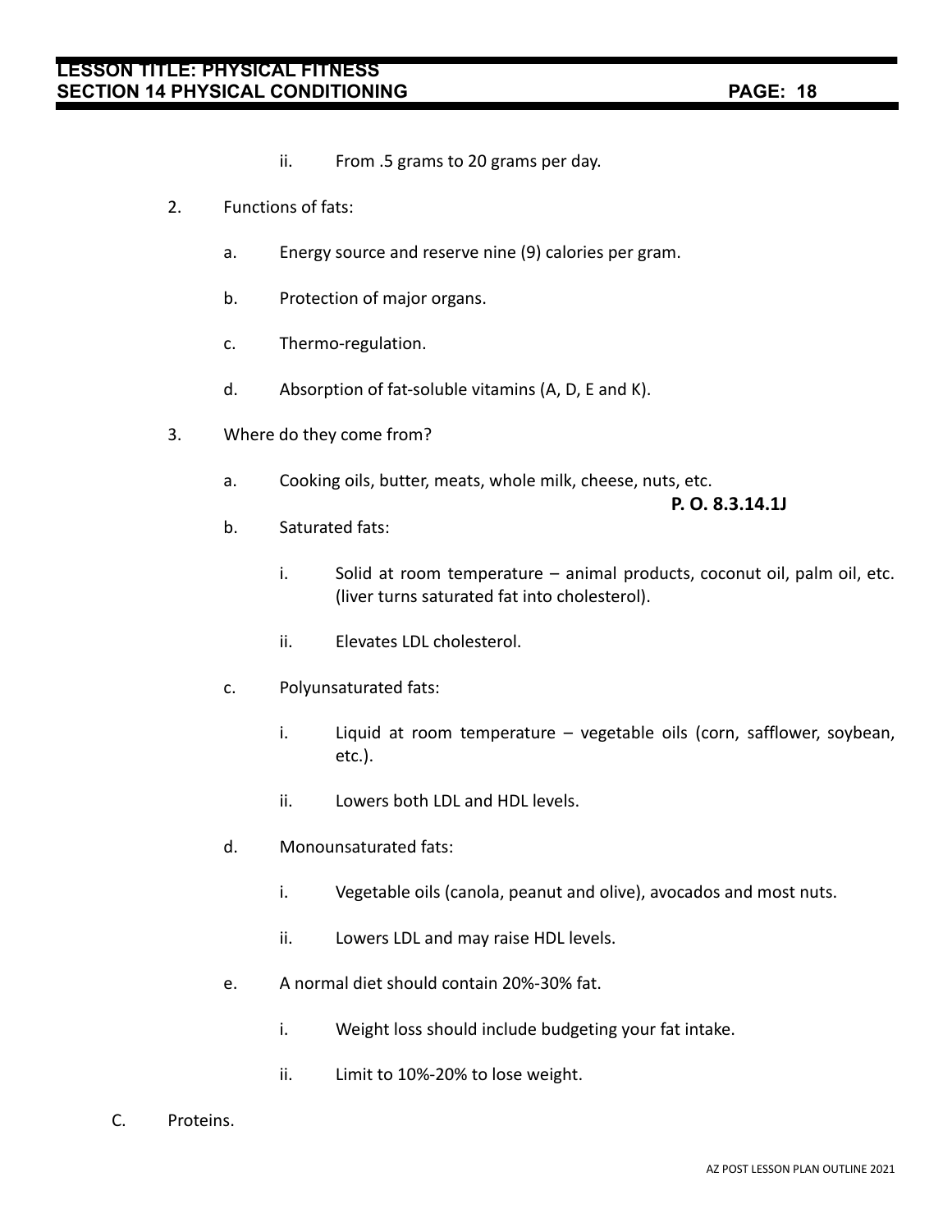ii. From .5 grams to 20 grams per day.

2. Functions of fats:

   a. Energy source and reserve nine (9) calories per gram.

   b. Protection of major organs.

   c. Thermo-regulation.

   d. Absorption of fat-soluble vitamins (A, D, E and K).

3. Where do they come from?

   a. Cooking oils, butter, meats, whole milk, cheese, nuts, etc.

   **P. O. 8.3.14.1J**

   b. Saturated fats:

      i. Solid at room temperature – animal products, coconut oil, palm oil, etc. (liver turns saturated fat into cholesterol).

      ii. Elevates LDL cholesterol.

   c. Polyunsaturated fats:

      i. Liquid at room temperature – vegetable oils (corn, safflower, soybean, etc.).

      ii. Lowers both LDL and HDL levels.

   d. Monounsaturated fats:

      i. Vegetable oils (canola, peanut and olive), avocados and most nuts.

      ii. Lowers LDL and may raise HDL levels.

   e. A normal diet should contain 20%-30% fat.

      i. Weight loss should include budgeting your fat intake.

      ii. Limit to 10%-20% to lose weight.

C. Proteins.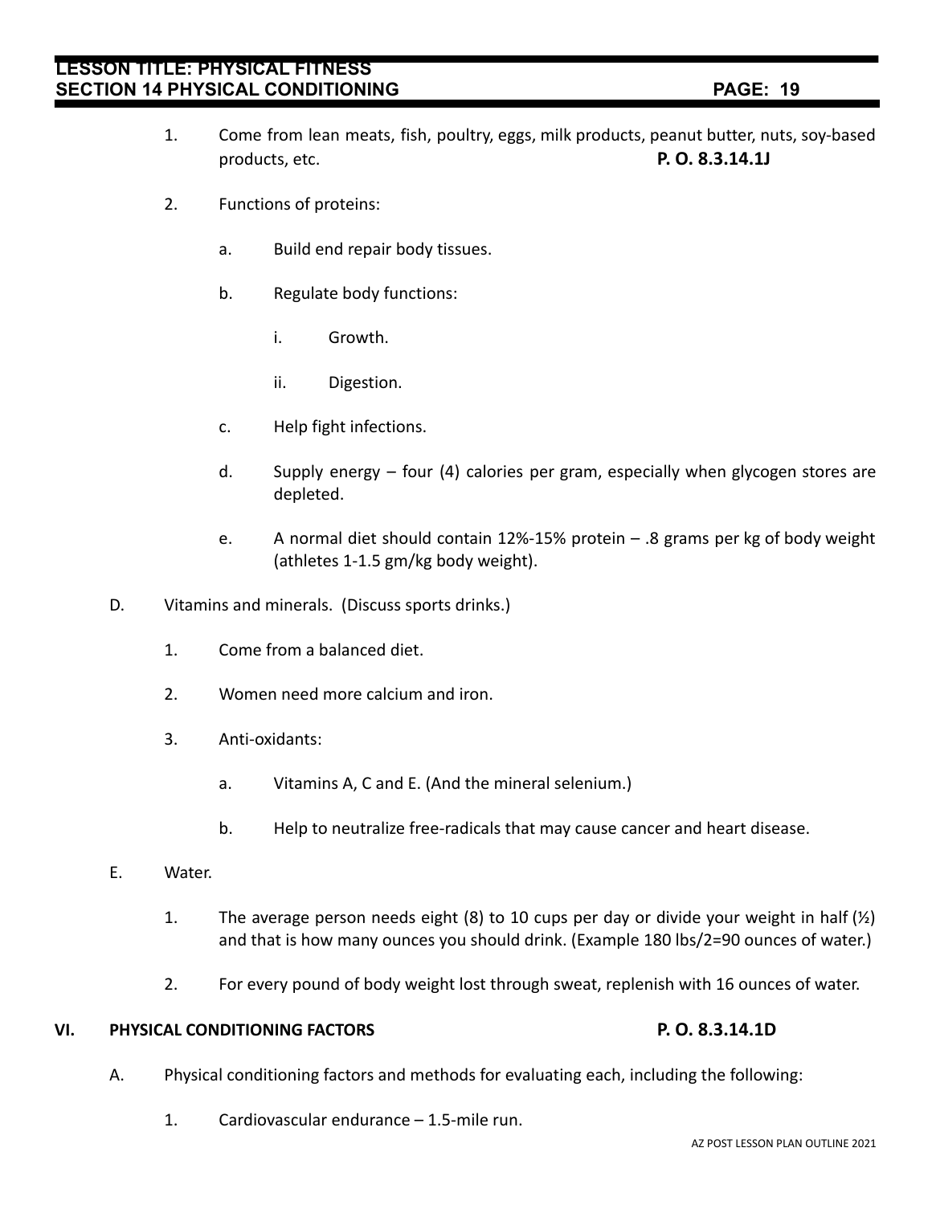1. Come from lean meats, fish, poultry, eggs, milk products, peanut butter, nuts, soy-based products, etc. **P. O. 8.3.14.1J**

2. Functions of proteins:

   a. Build end repair body tissues.

   b. Regulate body functions:

      i. Growth.

      ii. Digestion.

   c. Help fight infections.

   d. Supply energy – four (4) calories per gram, especially when glycogen stores are depleted.

   e. A normal diet should contain 12%-15% protein – .8 grams per kg of body weight (athletes 1-1.5 gm/kg body weight).

D. Vitamins and minerals. (Discuss sports drinks.)

1. Come from a balanced diet.

2. Women need more calcium and iron.

3. Anti-oxidants:

   a. Vitamins A, C and E. (And the mineral selenium.)

   b. Help to neutralize free-radicals that may cause cancer and heart disease.

E. Water.

1. The average person needs eight (8) to 10 cups per day or divide your weight in half (½) and that is how many ounces you should drink. (Example 180 lbs/2=90 ounces of water.)

2. For every pound of body weight lost through sweat, replenish with 16 ounces of water.

## VI. PHYSICAL CONDITIONING FACTORS **P. O. 8.3.14.1D**

A. Physical conditioning factors and methods for evaluating each, including the following:

1. Cardiovascular endurance – 1.5-mile run.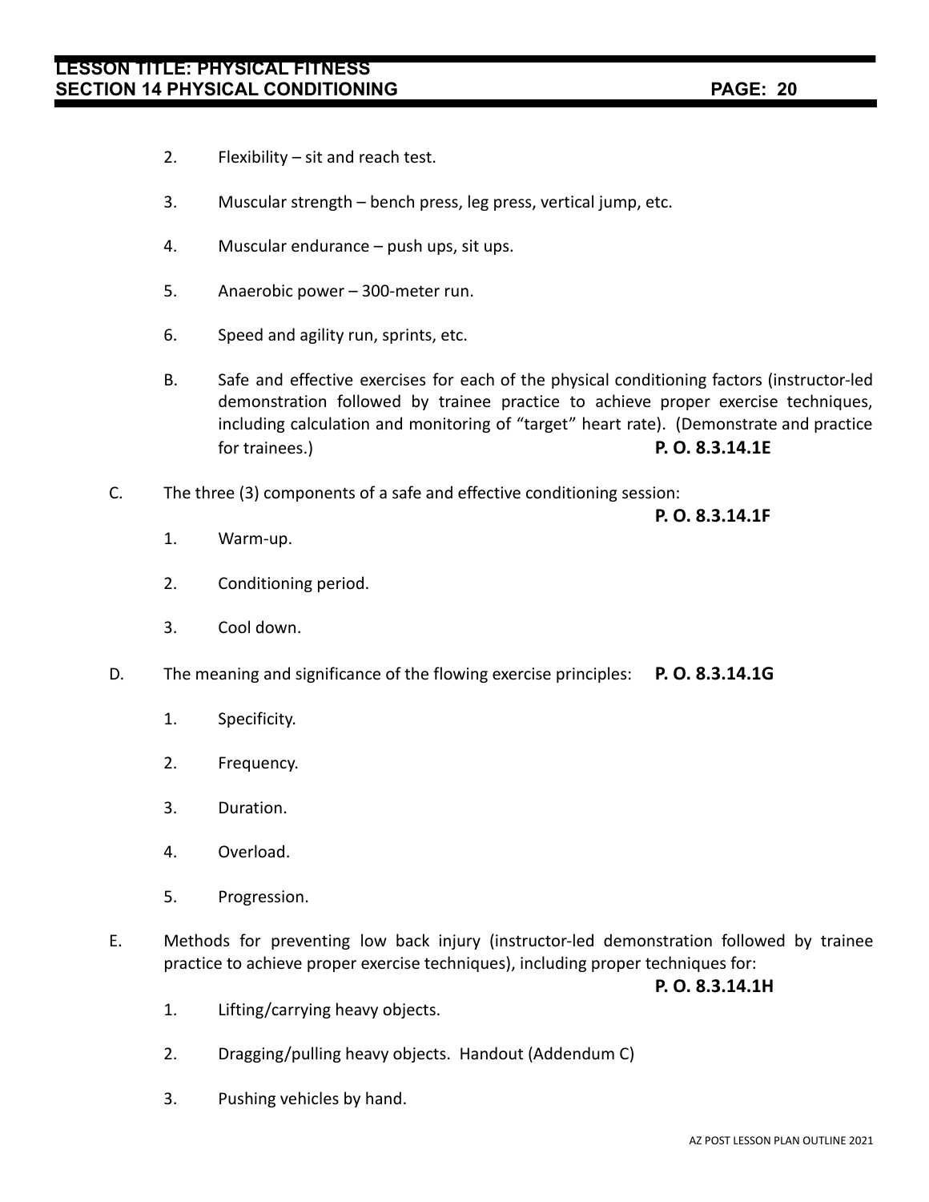2. Flexibility – sit and reach test.

3. Muscular strength – bench press, leg press, vertical jump, etc.

4. Muscular endurance – push ups, sit ups.

5. Anaerobic power – 300-meter run.

6. Speed and agility run, sprints, etc.

B. Safe and effective exercises for each of the physical conditioning factors (instructor-led demonstration followed by trainee practice to achieve proper exercise techniques, including calculation and monitoring of "target" heart rate). (Demonstrate and practice for trainees.) **P. O. 8.3.14.1E**

C. The three (3) components of a safe and effective conditioning session: **P. O. 8.3.14.1F**

1. Warm-up.

2. Conditioning period.

3. Cool down.

D. The meaning and significance of the flowing exercise principles: **P. O. 8.3.14.1G**

1. Specificity.

2. Frequency.

3. Duration.

4. Overload.

5. Progression.

E. Methods for preventing low back injury (instructor-led demonstration followed by trainee practice to achieve proper exercise techniques), including proper techniques for: **P. O. 8.3.14.1H**

1. Lifting/carrying heavy objects.

2. Dragging/pulling heavy objects. Handout (Addendum C)

3. Pushing vehicles by hand.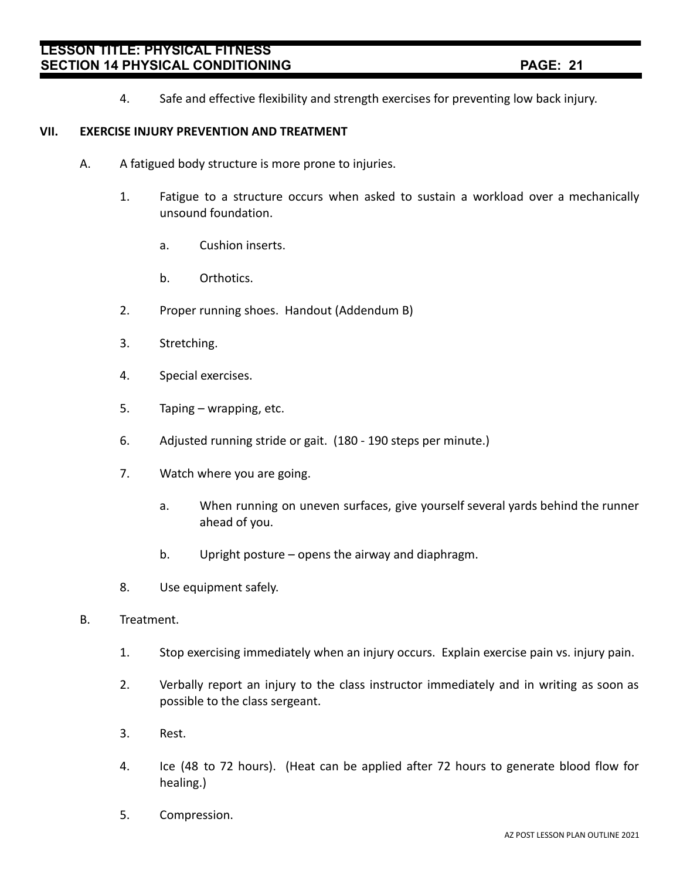4. Safe and effective flexibility and strength exercises for preventing low back injury.

## VII. EXERCISE INJURY PREVENTION AND TREATMENT

A. A fatigued body structure is more prone to injuries.

1. Fatigue to a structure occurs when asked to sustain a workload over a mechanically unsound foundation.

    a. Cushion inserts.

    b. Orthotics.

2. Proper running shoes. Handout (Addendum B)

3. Stretching.

4. Special exercises.

5. Taping – wrapping, etc.

6. Adjusted running stride or gait. (180 - 190 steps per minute.)

7. Watch where you are going.

    a. When running on uneven surfaces, give yourself several yards behind the runner ahead of you.

    b. Upright posture – opens the airway and diaphragm.

8. Use equipment safely.

B. Treatment.

1. Stop exercising immediately when an injury occurs. Explain exercise pain vs. injury pain.

2. Verbally report an injury to the class instructor immediately and in writing as soon as possible to the class sergeant.

3. Rest.

4. Ice (48 to 72 hours). (Heat can be applied after 72 hours to generate blood flow for healing.)

5. Compression.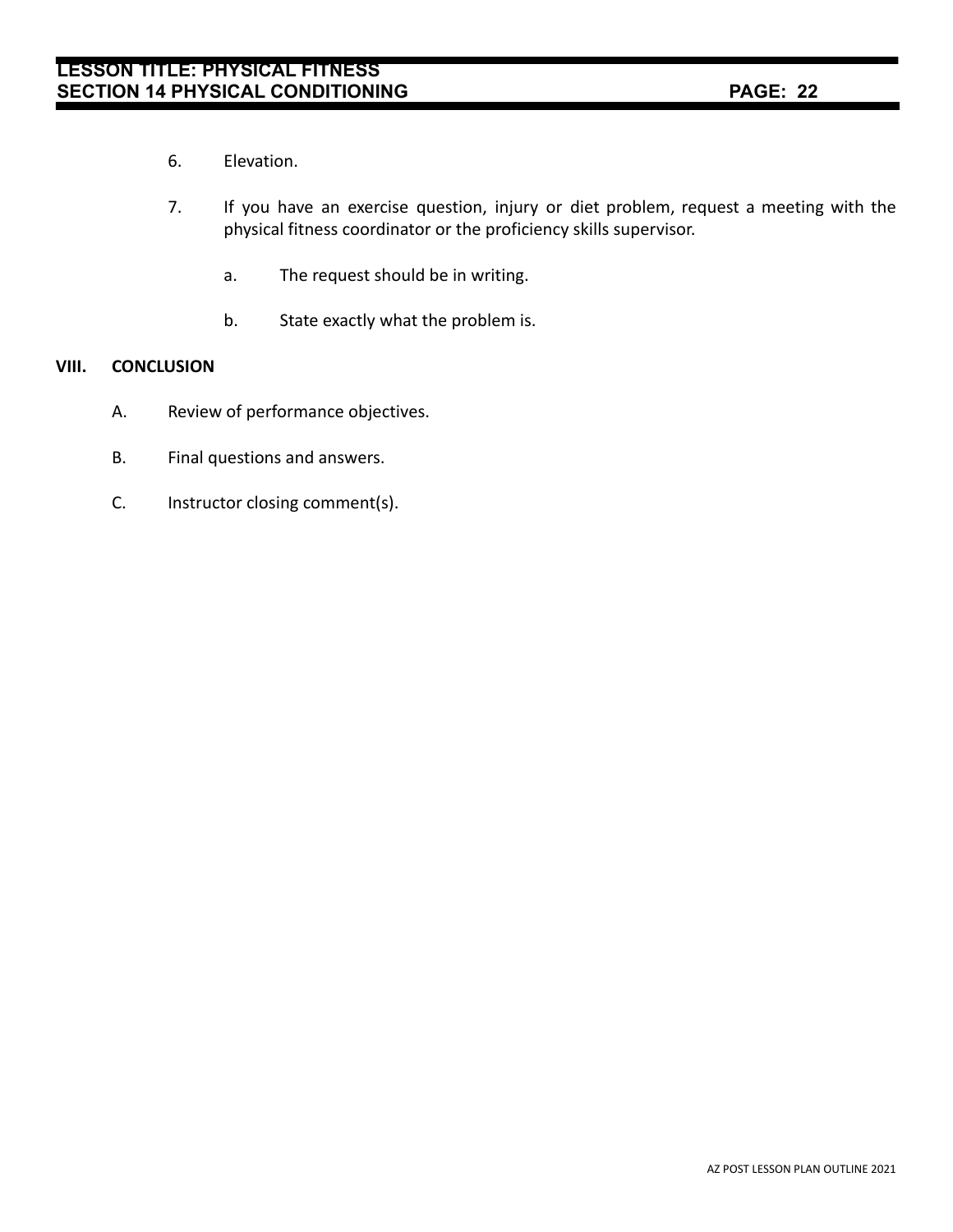6. Elevation.

7. If you have an exercise question, injury or diet problem, request a meeting with the physical fitness coordinator or the proficiency skills supervisor.

   a. The request should be in writing.

   b. State exactly what the problem is.

## VIII. CONCLUSION

A. Review of performance objectives.

B. Final questions and answers.

C. Instructor closing comment(s).